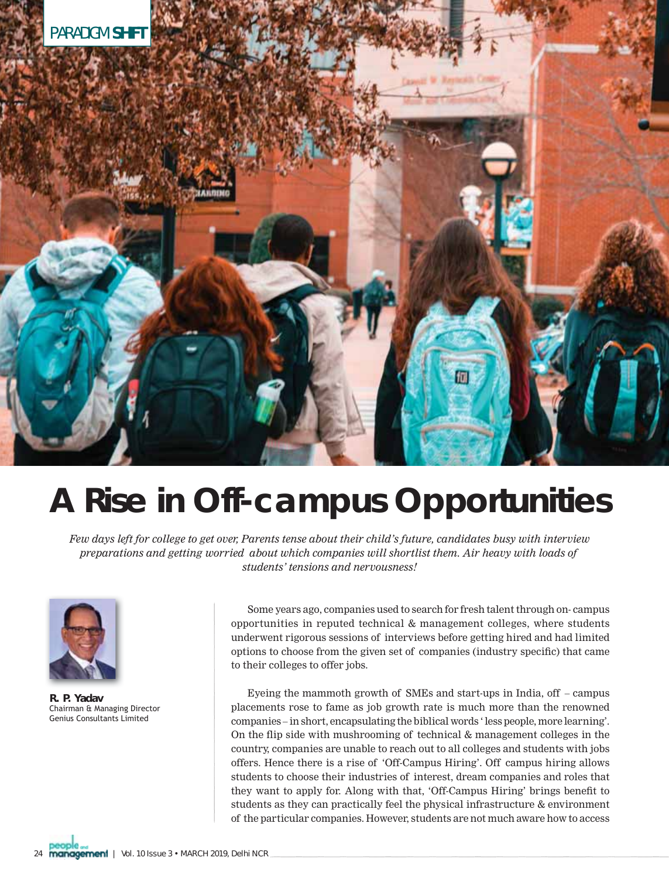PARADIGM **SHIFT**

# A Rise in Off-campus Opportunities

*Few days left for college to get over, Parents tense about their child's future, candidates busy with interview preparations and getting worried about which companies will shortlist them. Air heavy with loads of students' tensions and nervousness!*

**R. P. Yadav**
Chairman & Managing Director
Genius Consultants Limited

Some years ago, companies used to search for fresh talent through on- campus opportunities in reputed technical & management colleges, where students underwent rigorous sessions of interviews before getting hired and had limited options to choose from the given set of companies (industry specific) that came to their colleges to offer jobs.

Eyeing the mammoth growth of SMEs and start-ups in India, off – campus placements rose to fame as job growth rate is much more than the renowned companies – in short, encapsulating the biblical words ' less people, more learning'. On the flip side with mushrooming of technical & management colleges in the country, companies are unable to reach out to all colleges and students with jobs offers. Hence there is a rise of 'Off-Campus Hiring'. Off campus hiring allows students to choose their industries of interest, dream companies and roles that they want to apply for. Along with that, 'Off-Campus Hiring' brings benefit to students as they can practically feel the physical infrastructure & environment of the particular companies. However, students are not much aware how to access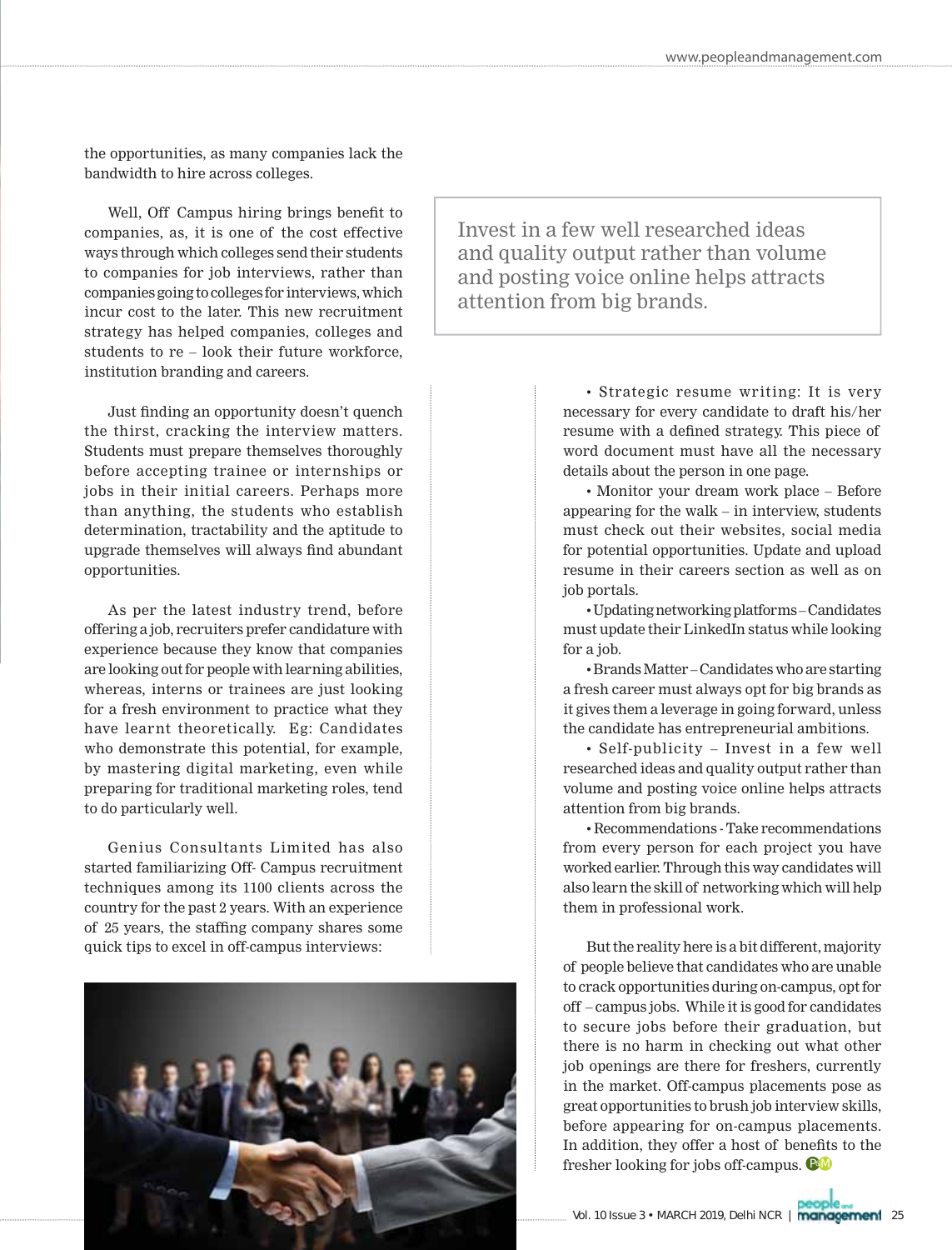the opportunities, as many companies lack the bandwidth to hire across colleges.

Well, Off Campus hiring brings benefit to companies, as, it is one of the cost effective ways through which colleges send their students to companies for job interviews, rather than companies going to colleges for interviews, which incur cost to the later. This new recruitment strategy has helped companies, colleges and students to re – look their future workforce, institution branding and careers.

Just finding an opportunity doesn't quench the thirst, cracking the interview matters. Students must prepare themselves thoroughly before accepting trainee or internships or jobs in their initial careers. Perhaps more than anything, the students who establish determination, tractability and the aptitude to upgrade themselves will always find abundant opportunities.

As per the latest industry trend, before offering a job, recruiters prefer candidature with experience because they know that companies are looking out for people with learning abilities, whereas, interns or trainees are just looking for a fresh environment to practice what they have learnt theoretically. Eg: Candidates who demonstrate this potential, for example, by mastering digital marketing, even while preparing for traditional marketing roles, tend to do particularly well.

Genius Consultants Limited has also started familiarizing Off- Campus recruitment techniques among its 1100 clients across the country for the past 2 years. With an experience of 25 years, the staffing company shares some quick tips to excel in off-campus interviews:

> Invest in a few well researched ideas and quality output rather than volume and posting voice online helps attracts attention from big brands.

- Strategic resume writing: It is very necessary for every candidate to draft his/her resume with a defined strategy. This piece of word document must have all the necessary details about the person in one page.
- Monitor your dream work place – Before appearing for the walk – in interview, students must check out their websites, social media for potential opportunities. Update and upload resume in their careers section as well as on job portals.
- Updating networking platforms – Candidates must update their LinkedIn status while looking for a job.
- Brands Matter – Candidates who are starting a fresh career must always opt for big brands as it gives them a leverage in going forward, unless the candidate has entrepreneurial ambitions.
- Self-publicity – Invest in a few well researched ideas and quality output rather than volume and posting voice online helps attracts attention from big brands.
- Recommendations - Take recommendations from every person for each project you have worked earlier. Through this way candidates will also learn the skill of networking which will help them in professional work.

But the reality here is a bit different, majority of people believe that candidates who are unable to crack opportunities during on-campus, opt for off – campus jobs. While it is good for candidates to secure jobs before their graduation, but there is no harm in checking out what other job openings are there for freshers, currently in the market. Off-campus placements pose as great opportunities to brush job interview skills, before appearing for on-campus placements. In addition, they offer a host of benefits to the fresher looking for jobs off-campus.